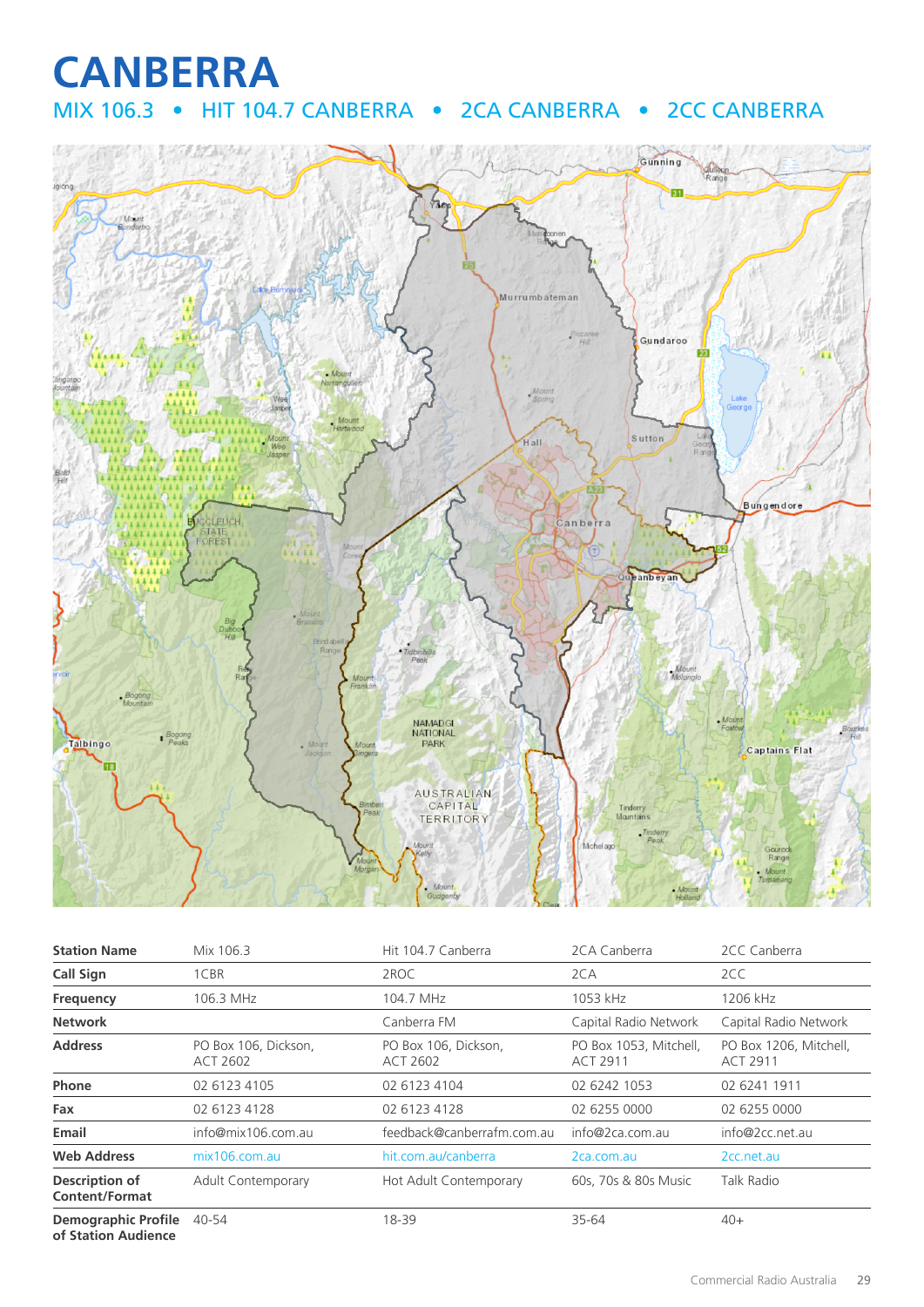# CANBERRA

## MIX 106.3 • HIT 104.7 CANBERRA • 2CA CANBERRA • 2CC CANBERRA

| Station Name | Mix 106.3 | Hit 104.7 Canberra | 2CA Canberra | 2CC Canberra |
|---|---|---|---|---|
| **Call Sign** | 1CBR | 2ROC | 2CA | 2CC |
| **Frequency** | 106.3 MHz | 104.7 MHz | 1053 kHz | 1206 kHz |
| **Network** | | Canberra FM | Capital Radio Network | Capital Radio Network |
| **Address** | PO Box 106, Dickson, ACT 2602 | PO Box 106, Dickson, ACT 2602 | PO Box 1053, Mitchell, ACT 2911 | PO Box 1206, Mitchell, ACT 2911 |
| **Phone** | 02 6123 4105 | 02 6123 4104 | 02 6242 1053 | 02 6241 1911 |
| **Fax** | 02 6123 4128 | 02 6123 4128 | 02 6255 0000 | 02 6255 0000 |
| **Email** | info@mix106.com.au | feedback@canberrafm.com.au | info@2ca.com.au | info@2cc.net.au |
| **Web Address** | mix106.com.au | hit.com.au/canberra | 2ca.com.au | 2cc.net.au |
| **Description of Content/Format** | Adult Contemporary | Hot Adult Contemporary | 60s, 70s & 80s Music | Talk Radio |
| **Demographic Profile of Station Audience** | 40-54 | 18-39 | 35-64 | 40+ |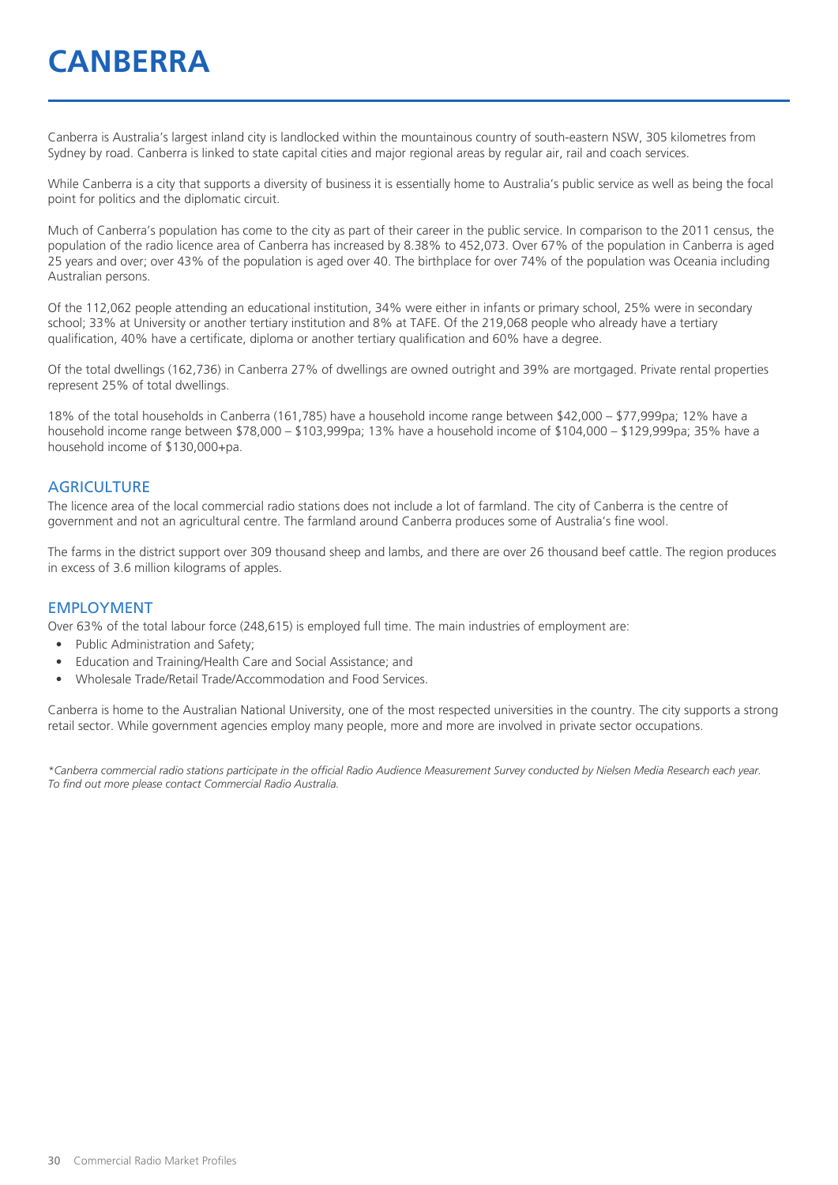# CANBERRA

Canberra is Australia's largest inland city is landlocked within the mountainous country of south-eastern NSW, 305 kilometres from Sydney by road. Canberra is linked to state capital cities and major regional areas by regular air, rail and coach services.

While Canberra is a city that supports a diversity of business it is essentially home to Australia's public service as well as being the focal point for politics and the diplomatic circuit.

Much of Canberra's population has come to the city as part of their career in the public service. In comparison to the 2011 census, the population of the radio licence area of Canberra has increased by 8.38% to 452,073. Over 67% of the population in Canberra is aged 25 years and over; over 43% of the population is aged over 40. The birthplace for over 74% of the population was Oceania including Australian persons.

Of the 112,062 people attending an educational institution, 34% were either in infants or primary school, 25% were in secondary school; 33% at University or another tertiary institution and 8% at TAFE. Of the 219,068 people who already have a tertiary qualification, 40% have a certificate, diploma or another tertiary qualification and 60% have a degree.

Of the total dwellings (162,736) in Canberra 27% of dwellings are owned outright and 39% are mortgaged. Private rental properties represent 25% of total dwellings.

18% of the total households in Canberra (161,785) have a household income range between $42,000 – $77,999pa; 12% have a household income range between $78,000 – $103,999pa; 13% have a household income of $104,000 – $129,999pa; 35% have a household income of $130,000+pa.

## AGRICULTURE

The licence area of the local commercial radio stations does not include a lot of farmland. The city of Canberra is the centre of government and not an agricultural centre. The farmland around Canberra produces some of Australia's fine wool.

The farms in the district support over 309 thousand sheep and lambs, and there are over 26 thousand beef cattle. The region produces in excess of 3.6 million kilograms of apples.

## EMPLOYMENT

Over 63% of the total labour force (248,615) is employed full time. The main industries of employment are:

- Public Administration and Safety;
- Education and Training/Health Care and Social Assistance; and
- Wholesale Trade/Retail Trade/Accommodation and Food Services.

Canberra is home to the Australian National University, one of the most respected universities in the country. The city supports a strong retail sector. While government agencies employ many people, more and more are involved in private sector occupations.

*\*Canberra commercial radio stations participate in the official Radio Audience Measurement Survey conducted by Nielsen Media Research each year. To find out more please contact Commercial Radio Australia.*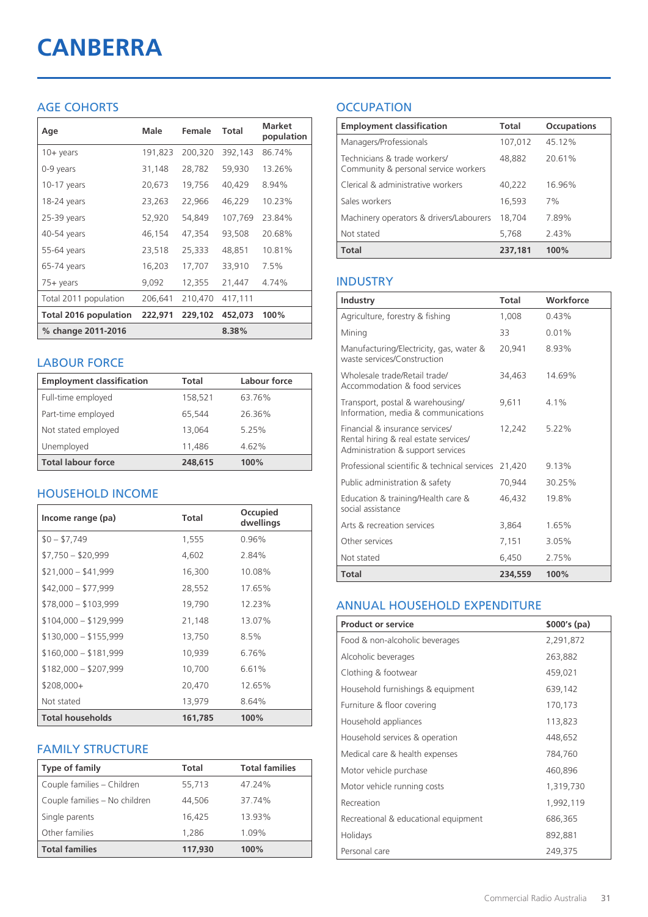# CANBERRA

## AGE COHORTS

| Age | Male | Female | Total | Market population |
|---|---|---|---|---|
| 10+ years | 191,823 | 200,320 | 392,143 | 86.74% |
| 0-9 years | 31,148 | 28,782 | 59,930 | 13.26% |
| 10-17 years | 20,673 | 19,756 | 40,429 | 8.94% |
| 18-24 years | 23,263 | 22,966 | 46,229 | 10.23% |
| 25-39 years | 52,920 | 54,849 | 107,769 | 23.84% |
| 40-54 years | 46,154 | 47,354 | 93,508 | 20.68% |
| 55-64 years | 23,518 | 25,333 | 48,851 | 10.81% |
| 65-74 years | 16,203 | 17,707 | 33,910 | 7.5% |
| 75+ years | 9,092 | 12,355 | 21,447 | 4.74% |
| Total 2011 population | 206,641 | 210,470 | 417,111 | |
| **Total 2016 population** | **222,971** | **229,102** | **452,073** | **100%** |
| **% change 2011-2016** | | | **8.38%** | |

## LABOUR FORCE

| Employment classification | Total | Labour force |
|---|---|---|
| Full-time employed | 158,521 | 63.76% |
| Part-time employed | 65,544 | 26.36% |
| Not stated employed | 13,064 | 5.25% |
| Unemployed | 11,486 | 4.62% |
| **Total labour force** | **248,615** | **100%** |

## HOUSEHOLD INCOME

| Income range (pa) | Total | Occupied dwellings |
|---|---|---|
| $0 – $7,749 | 1,555 | 0.96% |
| $7,750 – $20,999 | 4,602 | 2.84% |
| $21,000 – $41,999 | 16,300 | 10.08% |
| $42,000 – $77,999 | 28,552 | 17.65% |
| $78,000 – $103,999 | 19,790 | 12.23% |
| $104,000 – $129,999 | 21,148 | 13.07% |
| $130,000 – $155,999 | 13,750 | 8.5% |
| $160,000 – $181,999 | 10,939 | 6.76% |
| $182,000 – $207,999 | 10,700 | 6.61% |
| $208,000+ | 20,470 | 12.65% |
| Not stated | 13,979 | 8.64% |
| **Total households** | **161,785** | **100%** |

## FAMILY STRUCTURE

| Type of family | Total | Total families |
|---|---|---|
| Couple families – Children | 55,713 | 47.24% |
| Couple families – No children | 44,506 | 37.74% |
| Single parents | 16,425 | 13.93% |
| Other families | 1,286 | 1.09% |
| **Total families** | **117,930** | **100%** |

## OCCUPATION

| Employment classification | Total | Occupations |
|---|---|---|
| Managers/Professionals | 107,012 | 45.12% |
| Technicians & trade workers/ Community & personal service workers | 48,882 | 20.61% |
| Clerical & administrative workers | 40,222 | 16.96% |
| Sales workers | 16,593 | 7% |
| Machinery operators & drivers/Labourers | 18,704 | 7.89% |
| Not stated | 5,768 | 2.43% |
| **Total** | **237,181** | **100%** |

## INDUSTRY

| Industry | Total | Workforce |
|---|---|---|
| Agriculture, forestry & fishing | 1,008 | 0.43% |
| Mining | 33 | 0.01% |
| Manufacturing/Electricity, gas, water & waste services/Construction | 20,941 | 8.93% |
| Wholesale trade/Retail trade/ Accommodation & food services | 34,463 | 14.69% |
| Transport, postal & warehousing/ Information, media & communications | 9,611 | 4.1% |
| Financial & insurance services/ Rental hiring & real estate services/ Administration & support services | 12,242 | 5.22% |
| Professional scientific & technical services | 21,420 | 9.13% |
| Public administration & safety | 70,944 | 30.25% |
| Education & training/Health care & social assistance | 46,432 | 19.8% |
| Arts & recreation services | 3,864 | 1.65% |
| Other services | 7,151 | 3.05% |
| Not stated | 6,450 | 2.75% |
| **Total** | **234,559** | **100%** |

## ANNUAL HOUSEHOLD EXPENDITURE

| Product or service | $000's (pa) |
|---|---|
| Food & non-alcoholic beverages | 2,291,872 |
| Alcoholic beverages | 263,882 |
| Clothing & footwear | 459,021 |
| Household furnishings & equipment | 639,142 |
| Furniture & floor covering | 170,173 |
| Household appliances | 113,823 |
| Household services & operation | 448,652 |
| Medical care & health expenses | 784,760 |
| Motor vehicle purchase | 460,896 |
| Motor vehicle running costs | 1,319,730 |
| Recreation | 1,992,119 |
| Recreational & educational equipment | 686,365 |
| Holidays | 892,881 |
| Personal care | 249,375 |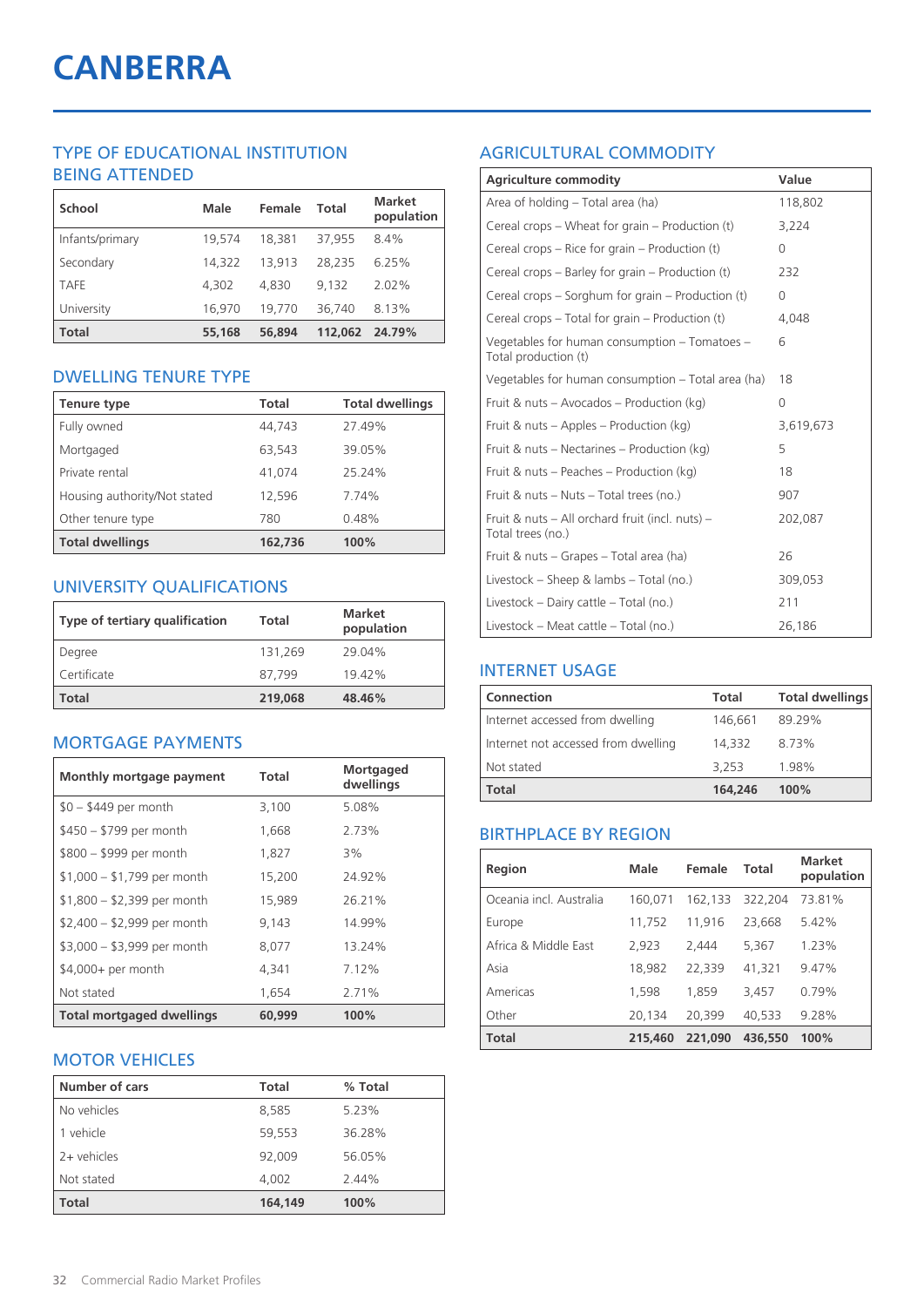# CANBERRA

## TYPE OF EDUCATIONAL INSTITUTION BEING ATTENDED

| School | Male | Female | Total | Market population |
|---|---|---|---|---|
| Infants/primary | 19,574 | 18,381 | 37,955 | 8.4% |
| Secondary | 14,322 | 13,913 | 28,235 | 6.25% |
| TAFE | 4,302 | 4,830 | 9,132 | 2.02% |
| University | 16,970 | 19,770 | 36,740 | 8.13% |
| **Total** | **55,168** | **56,894** | **112,062** | **24.79%** |

## DWELLING TENURE TYPE

| Tenure type | Total | Total dwellings |
|---|---|---|
| Fully owned | 44,743 | 27.49% |
| Mortgaged | 63,543 | 39.05% |
| Private rental | 41,074 | 25.24% |
| Housing authority/Not stated | 12,596 | 7.74% |
| Other tenure type | 780 | 0.48% |
| **Total dwellings** | **162,736** | **100%** |

## UNIVERSITY QUALIFICATIONS

| Type of tertiary qualification | Total | Market population |
|---|---|---|
| Degree | 131,269 | 29.04% |
| Certificate | 87,799 | 19.42% |
| **Total** | **219,068** | **48.46%** |

## MORTGAGE PAYMENTS

| Monthly mortgage payment | Total | Mortgaged dwellings |
|---|---|---|
| $0 – $449 per month | 3,100 | 5.08% |
| $450 – $799 per month | 1,668 | 2.73% |
| $800 – $999 per month | 1,827 | 3% |
| $1,000 – $1,799 per month | 15,200 | 24.92% |
| $1,800 – $2,399 per month | 15,989 | 26.21% |
| $2,400 – $2,999 per month | 9,143 | 14.99% |
| $3,000 – $3,999 per month | 8,077 | 13.24% |
| $4,000+ per month | 4,341 | 7.12% |
| Not stated | 1,654 | 2.71% |
| **Total mortgaged dwellings** | **60,999** | **100%** |

## MOTOR VEHICLES

| Number of cars | Total | % Total |
|---|---|---|
| No vehicles | 8,585 | 5.23% |
| 1 vehicle | 59,553 | 36.28% |
| 2+ vehicles | 92,009 | 56.05% |
| Not stated | 4,002 | 2.44% |
| **Total** | **164,149** | **100%** |

## AGRICULTURAL COMMODITY

| Agriculture commodity | Value |
|---|---|
| Area of holding – Total area (ha) | 118,802 |
| Cereal crops – Wheat for grain – Production (t) | 3,224 |
| Cereal crops – Rice for grain – Production (t) | 0 |
| Cereal crops – Barley for grain – Production (t) | 232 |
| Cereal crops – Sorghum for grain – Production (t) | 0 |
| Cereal crops – Total for grain – Production (t) | 4,048 |
| Vegetables for human consumption – Tomatoes – Total production (t) | 6 |
| Vegetables for human consumption – Total area (ha) | 18 |
| Fruit & nuts – Avocados – Production (kg) | 0 |
| Fruit & nuts – Apples – Production (kg) | 3,619,673 |
| Fruit & nuts – Nectarines – Production (kg) | 5 |
| Fruit & nuts – Peaches – Production (kg) | 18 |
| Fruit & nuts – Nuts – Total trees (no.) | 907 |
| Fruit & nuts – All orchard fruit (incl. nuts) – Total trees (no.) | 202,087 |
| Fruit & nuts – Grapes – Total area (ha) | 26 |
| Livestock – Sheep & lambs – Total (no.) | 309,053 |
| Livestock – Dairy cattle – Total (no.) | 211 |
| Livestock – Meat cattle – Total (no.) | 26,186 |

## INTERNET USAGE

| Connection | Total | Total dwellings |
|---|---|---|
| Internet accessed from dwelling | 146,661 | 89.29% |
| Internet not accessed from dwelling | 14,332 | 8.73% |
| Not stated | 3,253 | 1.98% |
| **Total** | **164,246** | **100%** |

## BIRTHPLACE BY REGION

| Region | Male | Female | Total | Market population |
|---|---|---|---|---|
| Oceania incl. Australia | 160,071 | 162,133 | 322,204 | 73.81% |
| Europe | 11,752 | 11,916 | 23,668 | 5.42% |
| Africa & Middle East | 2,923 | 2,444 | 5,367 | 1.23% |
| Asia | 18,982 | 22,339 | 41,321 | 9.47% |
| Americas | 1,598 | 1,859 | 3,457 | 0.79% |
| Other | 20,134 | 20,399 | 40,533 | 9.28% |
| **Total** | **215,460** | **221,090** | **436,550** | **100%** |